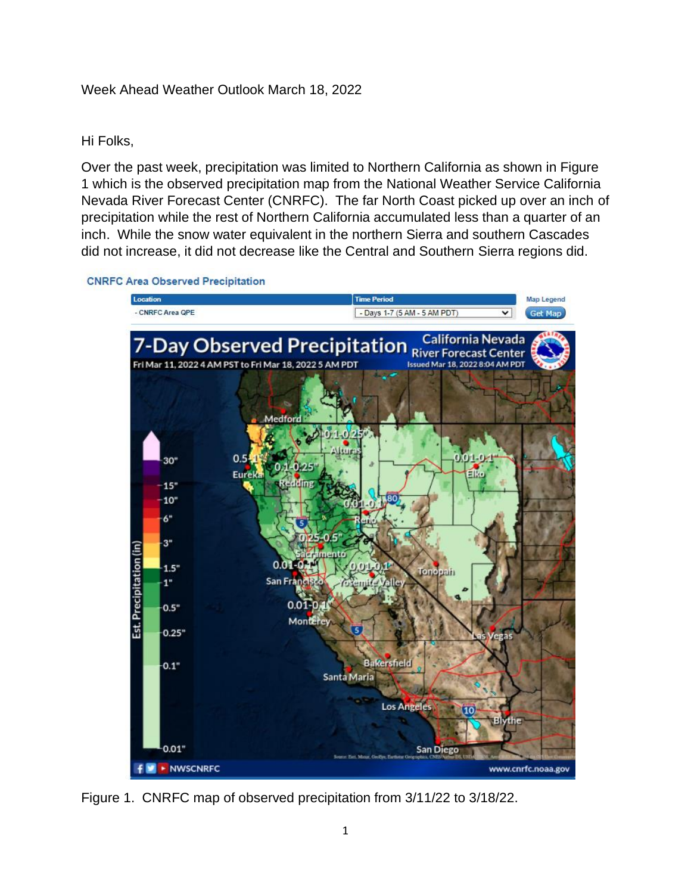Week Ahead Weather Outlook March 18, 2022

Hi Folks,

Over the past week, precipitation was limited to Northern California as shown in Figure 1 which is the observed precipitation map from the National Weather Service California Nevada River Forecast Center (CNRFC). The far North Coast picked up over an inch of precipitation while the rest of Northern California accumulated less than a quarter of an inch. While the snow water equivalent in the northern Sierra and southern Cascades did not increase, it did not decrease like the Central and Southern Sierra regions did.

Figure 1. CNRFC map of observed precipitation from 3/11/22 to 3/18/22.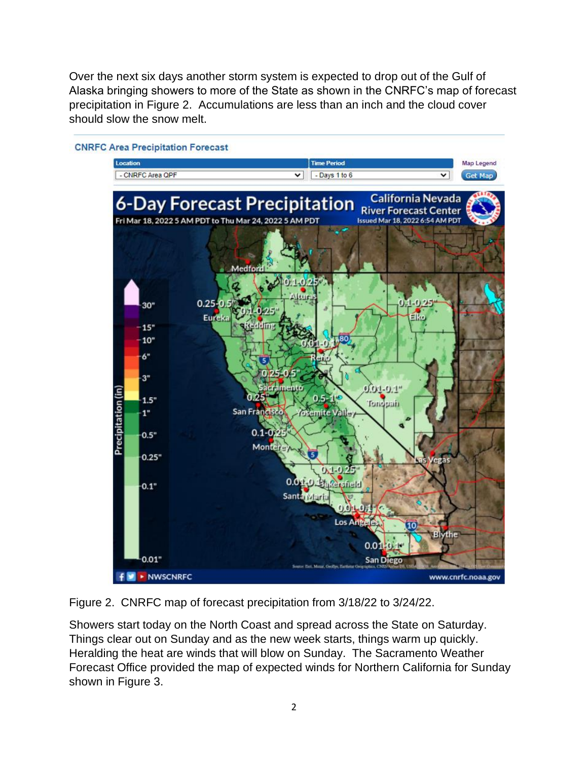Over the next six days another storm system is expected to drop out of the Gulf of Alaska bringing showers to more of the State as shown in the CNRFC's map of forecast precipitation in Figure 2. Accumulations are less than an inch and the cloud cover should slow the snow melt.

Figure 2. CNRFC map of forecast precipitation from 3/18/22 to 3/24/22.

Showers start today on the North Coast and spread across the State on Saturday. Things clear out on Sunday and as the new week starts, things warm up quickly. Heralding the heat are winds that will blow on Sunday. The Sacramento Weather Forecast Office provided the map of expected winds for Northern California for Sunday shown in Figure 3.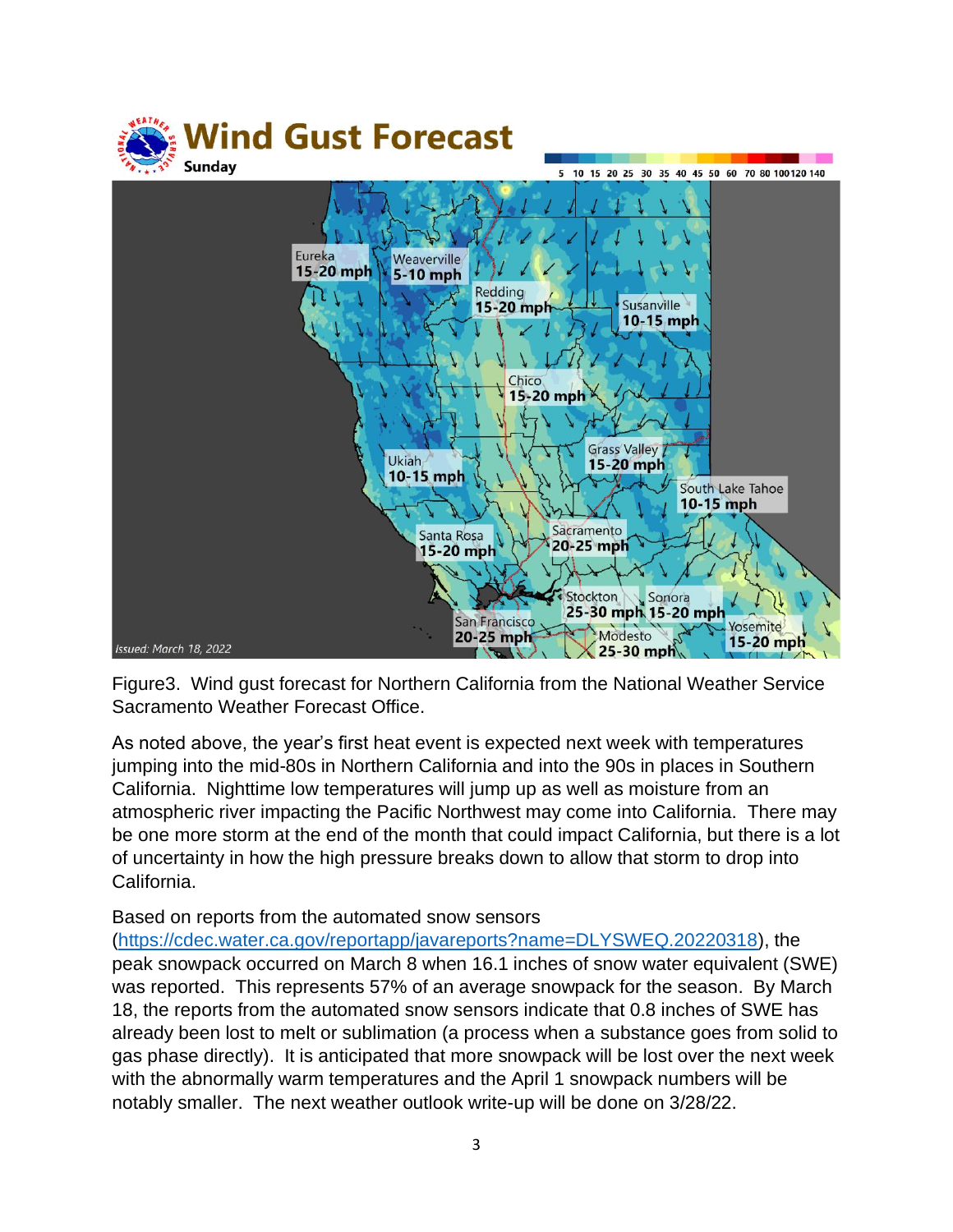Wind Gust Forecast

Sunday

5 10 15 20 25 30 35 40 45 50 60 70 80 100 120 140

Eureka 15-20 mph

Weaverville 5-10 mph

Redding 15-20 mph

Susanville 10-15 mph

Chico 15-20 mph

Grass Valley 15-20 mph

Ukiah 10-15 mph

South Lake Tahoe 10-15 mph

Santa Rosa 15-20 mph

Sacramento 20-25 mph

Stockton 25-30 mph

Sonora 15-20 mph

San Francisco 20-25 mph

Modesto 25-30 mph

Yosemite 15-20 mph

Issued: March 18, 2022

Figure3. Wind gust forecast for Northern California from the National Weather Service Sacramento Weather Forecast Office.

As noted above, the year's first heat event is expected next week with temperatures jumping into the mid-80s in Northern California and into the 90s in places in Southern California. Nighttime low temperatures will jump up as well as moisture from an atmospheric river impacting the Pacific Northwest may come into California. There may be one more storm at the end of the month that could impact California, but there is a lot of uncertainty in how the high pressure breaks down to allow that storm to drop into California.

Based on reports from the automated snow sensors (https://cdec.water.ca.gov/reportapp/javareports?name=DLYSWEQ.20220318), the peak snowpack occurred on March 8 when 16.1 inches of snow water equivalent (SWE) was reported. This represents 57% of an average snowpack for the season. By March 18, the reports from the automated snow sensors indicate that 0.8 inches of SWE has already been lost to melt or sublimation (a process when a substance goes from solid to gas phase directly). It is anticipated that more snowpack will be lost over the next week with the abnormally warm temperatures and the April 1 snowpack numbers will be notably smaller. The next weather outlook write-up will be done on 3/28/22.